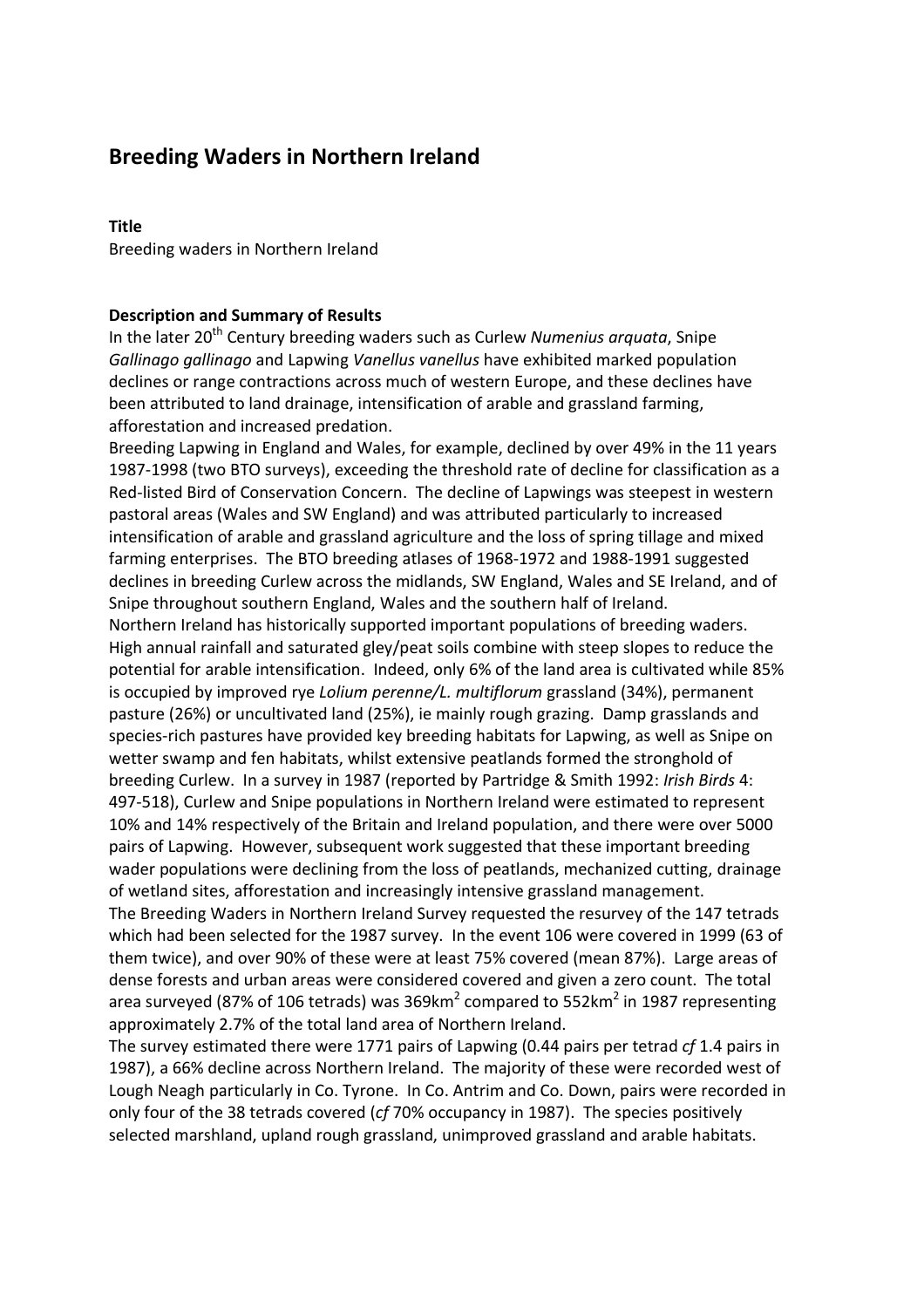# Breeding Waders in Northern Ireland

**Title**

Breeding waders in Northern Ireland

**Description and Summary of Results**

In the later 20th Century breeding waders such as Curlew *Numenius arquata*, Snipe *Gallinago gallinago* and Lapwing *Vanellus vanellus* have exhibited marked population declines or range contractions across much of western Europe, and these declines have been attributed to land drainage, intensification of arable and grassland farming, afforestation and increased predation.

Breeding Lapwing in England and Wales, for example, declined by over 49% in the 11 years 1987-1998 (two BTO surveys), exceeding the threshold rate of decline for classification as a Red-listed Bird of Conservation Concern. The decline of Lapwings was steepest in western pastoral areas (Wales and SW England) and was attributed particularly to increased intensification of arable and grassland agriculture and the loss of spring tillage and mixed farming enterprises. The BTO breeding atlases of 1968-1972 and 1988-1991 suggested declines in breeding Curlew across the midlands, SW England, Wales and SE Ireland, and of Snipe throughout southern England, Wales and the southern half of Ireland.

Northern Ireland has historically supported important populations of breeding waders. High annual rainfall and saturated gley/peat soils combine with steep slopes to reduce the potential for arable intensification. Indeed, only 6% of the land area is cultivated while 85% is occupied by improved rye *Lolium perenne/L. multiflorum* grassland (34%), permanent pasture (26%) or uncultivated land (25%), ie mainly rough grazing. Damp grasslands and species-rich pastures have provided key breeding habitats for Lapwing, as well as Snipe on wetter swamp and fen habitats, whilst extensive peatlands formed the stronghold of breeding Curlew. In a survey in 1987 (reported by Partridge & Smith 1992: *Irish Birds* 4: 497-518), Curlew and Snipe populations in Northern Ireland were estimated to represent 10% and 14% respectively of the Britain and Ireland population, and there were over 5000 pairs of Lapwing. However, subsequent work suggested that these important breeding wader populations were declining from the loss of peatlands, mechanized cutting, drainage of wetland sites, afforestation and increasingly intensive grassland management.

The Breeding Waders in Northern Ireland Survey requested the resurvey of the 147 tetrads which had been selected for the 1987 survey. In the event 106 were covered in 1999 (63 of them twice), and over 90% of these were at least 75% covered (mean 87%). Large areas of dense forests and urban areas were considered covered and given a zero count. The total area surveyed (87% of 106 tetrads) was 369km$^2$ compared to 552km$^2$ in 1987 representing approximately 2.7% of the total land area of Northern Ireland.

The survey estimated there were 1771 pairs of Lapwing (0.44 pairs per tetrad *cf* 1.4 pairs in 1987), a 66% decline across Northern Ireland. The majority of these were recorded west of Lough Neagh particularly in Co. Tyrone. In Co. Antrim and Co. Down, pairs were recorded in only four of the 38 tetrads covered (*cf* 70% occupancy in 1987). The species positively selected marshland, upland rough grassland, unimproved grassland and arable habitats.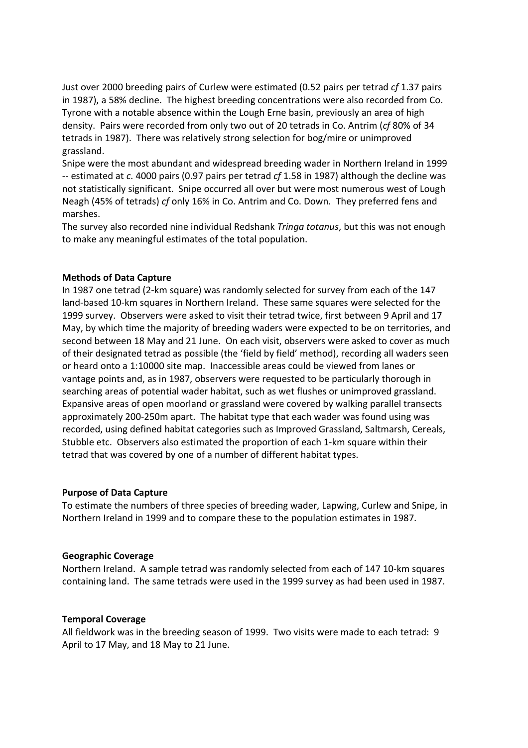Just over 2000 breeding pairs of Curlew were estimated (0.52 pairs per tetrad *cf* 1.37 pairs in 1987), a 58% decline. The highest breeding concentrations were also recorded from Co. Tyrone with a notable absence within the Lough Erne basin, previously an area of high density. Pairs were recorded from only two out of 20 tetrads in Co. Antrim (*cf* 80% of 34 tetrads in 1987). There was relatively strong selection for bog/mire or unimproved grassland.

Snipe were the most abundant and widespread breeding wader in Northern Ireland in 1999 -- estimated at *c*. 4000 pairs (0.97 pairs per tetrad *cf* 1.58 in 1987) although the decline was not statistically significant. Snipe occurred all over but were most numerous west of Lough Neagh (45% of tetrads) *cf* only 16% in Co. Antrim and Co. Down. They preferred fens and marshes.

The survey also recorded nine individual Redshank *Tringa totanus*, but this was not enough to make any meaningful estimates of the total population.

**Methods of Data Capture**

In 1987 one tetrad (2-km square) was randomly selected for survey from each of the 147 land-based 10-km squares in Northern Ireland. These same squares were selected for the 1999 survey. Observers were asked to visit their tetrad twice, first between 9 April and 17 May, by which time the majority of breeding waders were expected to be on territories, and second between 18 May and 21 June. On each visit, observers were asked to cover as much of their designated tetrad as possible (the 'field by field' method), recording all waders seen or heard onto a 1:10000 site map. Inaccessible areas could be viewed from lanes or vantage points and, as in 1987, observers were requested to be particularly thorough in searching areas of potential wader habitat, such as wet flushes or unimproved grassland. Expansive areas of open moorland or grassland were covered by walking parallel transects approximately 200-250m apart. The habitat type that each wader was found using was recorded, using defined habitat categories such as Improved Grassland, Saltmarsh, Cereals, Stubble etc. Observers also estimated the proportion of each 1-km square within their tetrad that was covered by one of a number of different habitat types.

**Purpose of Data Capture**

To estimate the numbers of three species of breeding wader, Lapwing, Curlew and Snipe, in Northern Ireland in 1999 and to compare these to the population estimates in 1987.

**Geographic Coverage**

Northern Ireland. A sample tetrad was randomly selected from each of 147 10-km squares containing land. The same tetrads were used in the 1999 survey as had been used in 1987.

**Temporal Coverage**

All fieldwork was in the breeding season of 1999. Two visits were made to each tetrad: 9 April to 17 May, and 18 May to 21 June.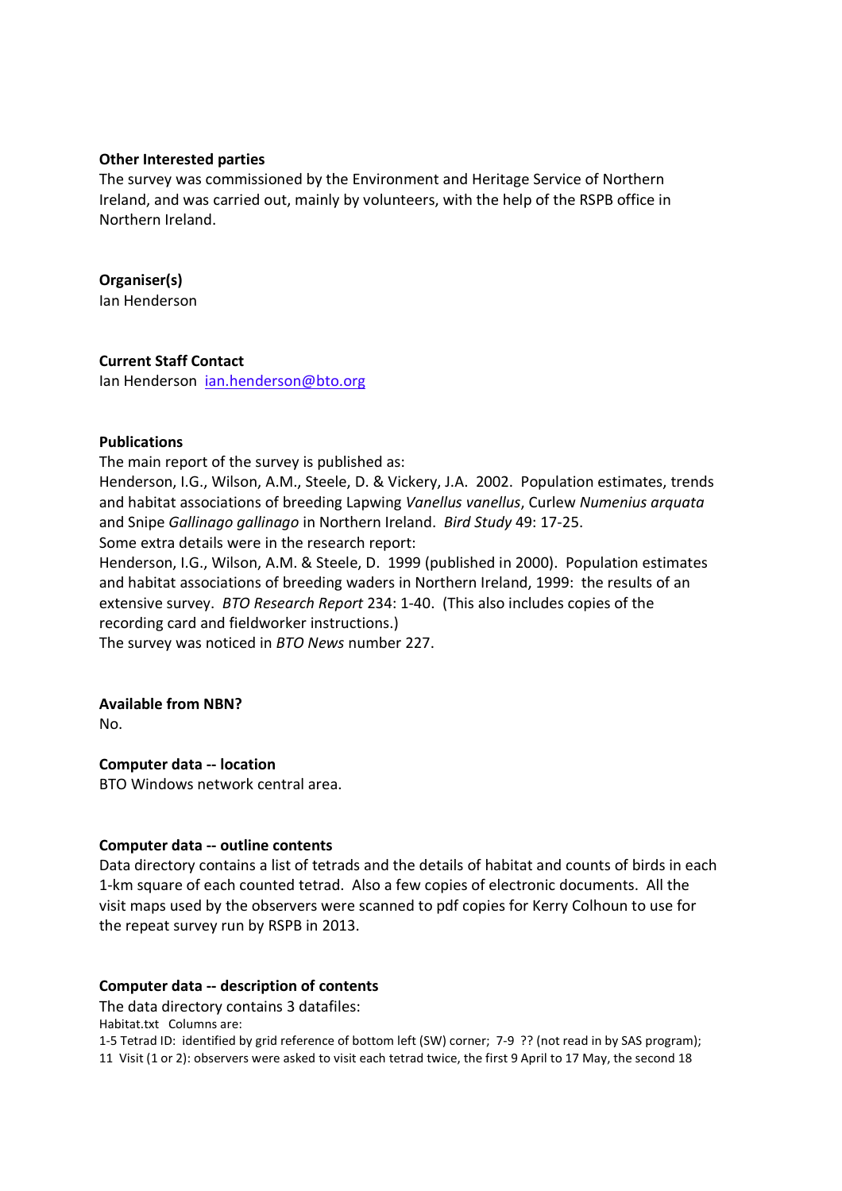**Other Interested parties**

The survey was commissioned by the Environment and Heritage Service of Northern Ireland, and was carried out, mainly by volunteers, with the help of the RSPB office in Northern Ireland.

**Organiser(s)**

Ian Henderson

**Current Staff Contact**

Ian Henderson ian.henderson@bto.org

**Publications**

The main report of the survey is published as:

Henderson, I.G., Wilson, A.M., Steele, D. & Vickery, J.A. 2002. Population estimates, trends and habitat associations of breeding Lapwing *Vanellus vanellus*, Curlew *Numenius arquata* and Snipe *Gallinago gallinago* in Northern Ireland. *Bird Study* 49: 17-25.

Some extra details were in the research report:

Henderson, I.G., Wilson, A.M. & Steele, D. 1999 (published in 2000). Population estimates and habitat associations of breeding waders in Northern Ireland, 1999: the results of an extensive survey. *BTO Research Report* 234: 1-40. (This also includes copies of the recording card and fieldworker instructions.)

The survey was noticed in *BTO News* number 227.

**Available from NBN?**

No.

**Computer data -- location**

BTO Windows network central area.

**Computer data -- outline contents**

Data directory contains a list of tetrads and the details of habitat and counts of birds in each 1-km square of each counted tetrad. Also a few copies of electronic documents. All the visit maps used by the observers were scanned to pdf copies for Kerry Colhoun to use for the repeat survey run by RSPB in 2013.

**Computer data -- description of contents**

The data directory contains 3 datafiles:

Habitat.txt Columns are:

1-5 Tetrad ID: identified by grid reference of bottom left (SW) corner; 7-9 ?? (not read in by SAS program);
11 Visit (1 or 2): observers were asked to visit each tetrad twice, the first 9 April to 17 May, the second 18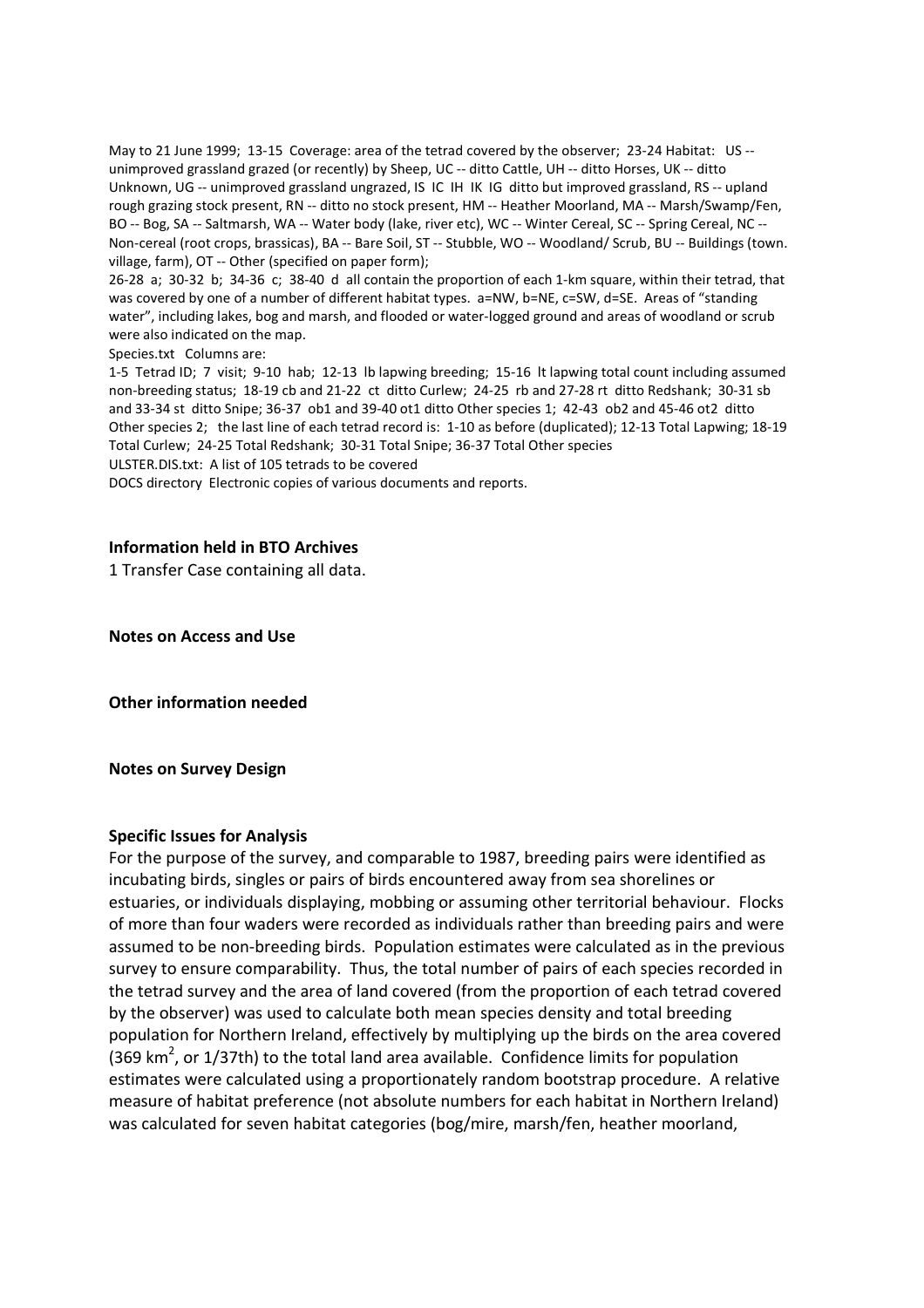May to 21 June 1999; 13-15 Coverage: area of the tetrad covered by the observer; 23-24 Habitat: US -- unimproved grassland grazed (or recently) by Sheep, UC -- ditto Cattle, UH -- ditto Horses, UK -- ditto Unknown, UG -- unimproved grassland ungrazed, IS IC IH IK IG ditto but improved grassland, RS -- upland rough grazing stock present, RN -- ditto no stock present, HM -- Heather Moorland, MA -- Marsh/Swamp/Fen, BO -- Bog, SA -- Saltmarsh, WA -- Water body (lake, river etc), WC -- Winter Cereal, SC -- Spring Cereal, NC -- Non-cereal (root crops, brassicas), BA -- Bare Soil, ST -- Stubble, WO -- Woodland/ Scrub, BU -- Buildings (town. village, farm), OT -- Other (specified on paper form);

26-28 a; 30-32 b; 34-36 c; 38-40 d all contain the proportion of each 1-km square, within their tetrad, that was covered by one of a number of different habitat types. a=NW, b=NE, c=SW, d=SE. Areas of "standing water", including lakes, bog and marsh, and flooded or water-logged ground and areas of woodland or scrub were also indicated on the map.

Species.txt Columns are:

1-5 Tetrad ID; 7 visit; 9-10 hab; 12-13 lb lapwing breeding; 15-16 lt lapwing total count including assumed non-breeding status; 18-19 cb and 21-22 ct ditto Curlew; 24-25 rb and 27-28 rt ditto Redshank; 30-31 sb and 33-34 st ditto Snipe; 36-37 ob1 and 39-40 ot1 ditto Other species 1; 42-43 ob2 and 45-46 ot2 ditto Other species 2; the last line of each tetrad record is: 1-10 as before (duplicated); 12-13 Total Lapwing; 18-19 Total Curlew; 24-25 Total Redshank; 30-31 Total Snipe; 36-37 Total Other species

ULSTER.DIS.txt: A list of 105 tetrads to be covered

DOCS directory Electronic copies of various documents and reports.

**Information held in BTO Archives**

1 Transfer Case containing all data.

**Notes on Access and Use**

**Other information needed**

**Notes on Survey Design**

**Specific Issues for Analysis**

For the purpose of the survey, and comparable to 1987, breeding pairs were identified as incubating birds, singles or pairs of birds encountered away from sea shorelines or estuaries, or individuals displaying, mobbing or assuming other territorial behaviour. Flocks of more than four waders were recorded as individuals rather than breeding pairs and were assumed to be non-breeding birds. Population estimates were calculated as in the previous survey to ensure comparability. Thus, the total number of pairs of each species recorded in the tetrad survey and the area of land covered (from the proportion of each tetrad covered by the observer) was used to calculate both mean species density and total breeding population for Northern Ireland, effectively by multiplying up the birds on the area covered (369 km$^2$, or 1/37th) to the total land area available. Confidence limits for population estimates were calculated using a proportionately random bootstrap procedure. A relative measure of habitat preference (not absolute numbers for each habitat in Northern Ireland) was calculated for seven habitat categories (bog/mire, marsh/fen, heather moorland,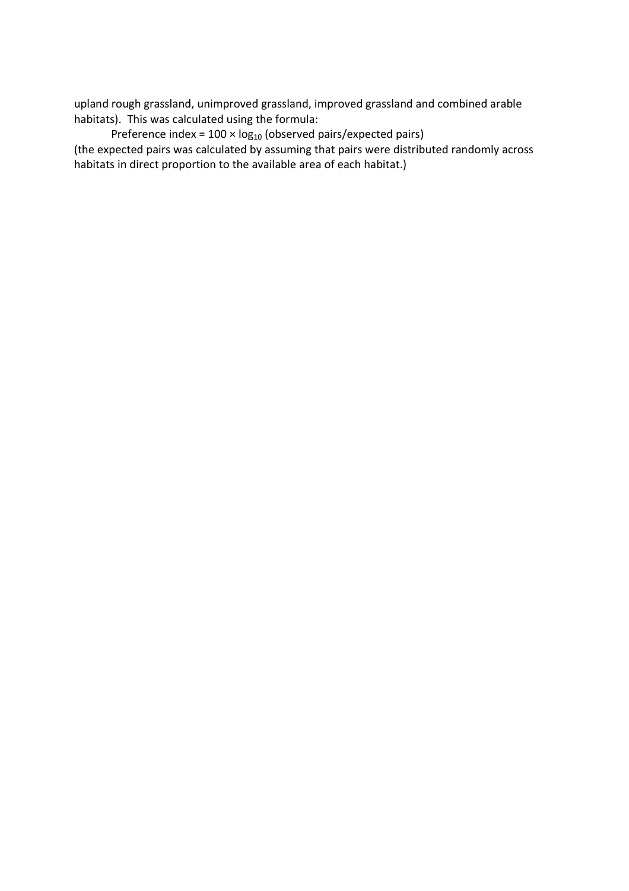upland rough grassland, unimproved grassland, improved grassland and combined arable habitats). This was calculated using the formula:

Preference index = $100 \times \log_{10}$ (observed pairs/expected pairs)

(the expected pairs was calculated by assuming that pairs were distributed randomly across habitats in direct proportion to the available area of each habitat.)